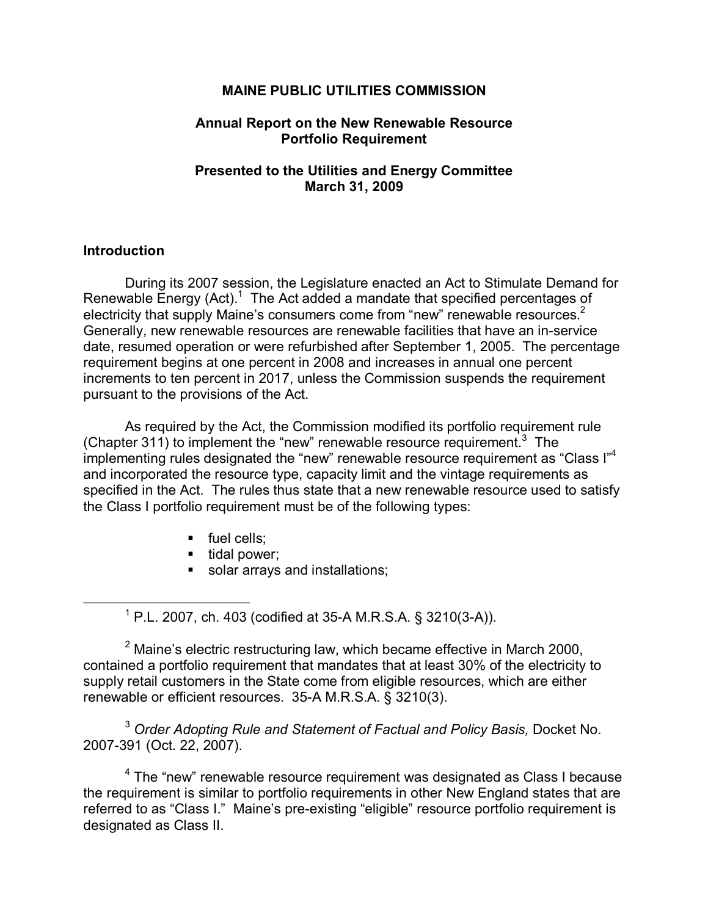**MAINE PUBLIC UTILITIES COMMISSION**

**Annual Report on the New Renewable Resource Portfolio Requirement**

**Presented to the Utilities and Energy Committee March 31, 2009**

## Introduction

During its 2007 session, the Legislature enacted an Act to Stimulate Demand for Renewable Energy (Act).[1] The Act added a mandate that specified percentages of electricity that supply Maine's consumers come from "new" renewable resources.[2] Generally, new renewable resources are renewable facilities that have an in-service date, resumed operation or were refurbished after September 1, 2005. The percentage requirement begins at one percent in 2008 and increases in annual one percent increments to ten percent in 2017, unless the Commission suspends the requirement pursuant to the provisions of the Act.

As required by the Act, the Commission modified its portfolio requirement rule (Chapter 311) to implement the "new" renewable resource requirement.[3] The implementing rules designated the "new" renewable resource requirement as "Class I"[4] and incorporated the resource type, capacity limit and the vintage requirements as specified in the Act. The rules thus state that a new renewable resource used to satisfy the Class I portfolio requirement must be of the following types:

- fuel cells;
- tidal power;
- solar arrays and installations;

---

[1] P.L. 2007, ch. 403 (codified at 35-A M.R.S.A. § 3210(3-A)).

[2] Maine's electric restructuring law, which became effective in March 2000, contained a portfolio requirement that mandates that at least 30% of the electricity to supply retail customers in the State come from eligible resources, which are either renewable or efficient resources. 35-A M.R.S.A. § 3210(3).

[3] *Order Adopting Rule and Statement of Factual and Policy Basis,* Docket No. 2007-391 (Oct. 22, 2007).

[4] The "new" renewable resource requirement was designated as Class I because the requirement is similar to portfolio requirements in other New England states that are referred to as "Class I." Maine's pre-existing "eligible" resource portfolio requirement is designated as Class II.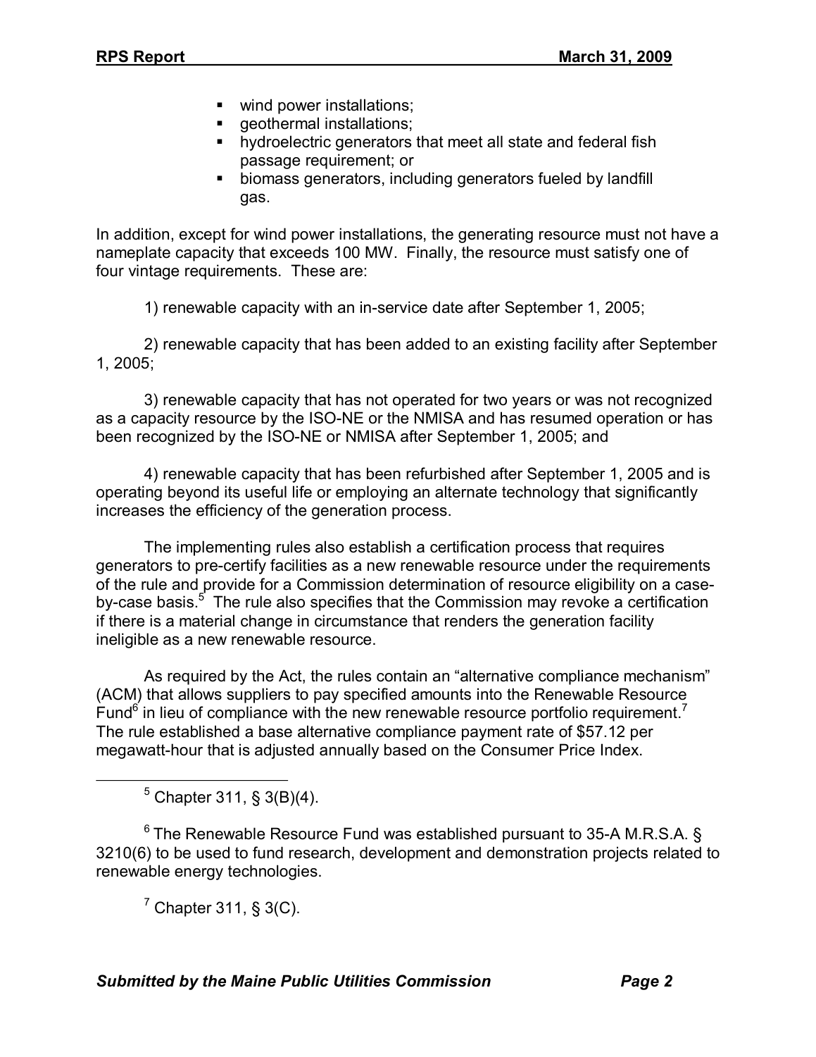- wind power installations;
- geothermal installations;
- hydroelectric generators that meet all state and federal fish passage requirement; or
- biomass generators, including generators fueled by landfill gas.

In addition, except for wind power installations, the generating resource must not have a nameplate capacity that exceeds 100 MW. Finally, the resource must satisfy one of four vintage requirements. These are:

1) renewable capacity with an in-service date after September 1, 2005;

2) renewable capacity that has been added to an existing facility after September 1, 2005;

3) renewable capacity that has not operated for two years or was not recognized as a capacity resource by the ISO-NE or the NMISA and has resumed operation or has been recognized by the ISO-NE or NMISA after September 1, 2005; and

4) renewable capacity that has been refurbished after September 1, 2005 and is operating beyond its useful life or employing an alternate technology that significantly increases the efficiency of the generation process.

The implementing rules also establish a certification process that requires generators to pre-certify facilities as a new renewable resource under the requirements of the rule and provide for a Commission determination of resource eligibility on a case-by-case basis.[5] The rule also specifies that the Commission may revoke a certification if there is a material change in circumstance that renders the generation facility ineligible as a new renewable resource.

As required by the Act, the rules contain an "alternative compliance mechanism" (ACM) that allows suppliers to pay specified amounts into the Renewable Resource Fund[6] in lieu of compliance with the new renewable resource portfolio requirement.[7] The rule established a base alternative compliance payment rate of $57.12 per megawatt-hour that is adjusted annually based on the Consumer Price Index.

---

[5] Chapter 311, § 3(B)(4).

[6] The Renewable Resource Fund was established pursuant to 35-A M.R.S.A. § 3210(6) to be used to fund research, development and demonstration projects related to renewable energy technologies.

[7] Chapter 311, § 3(C).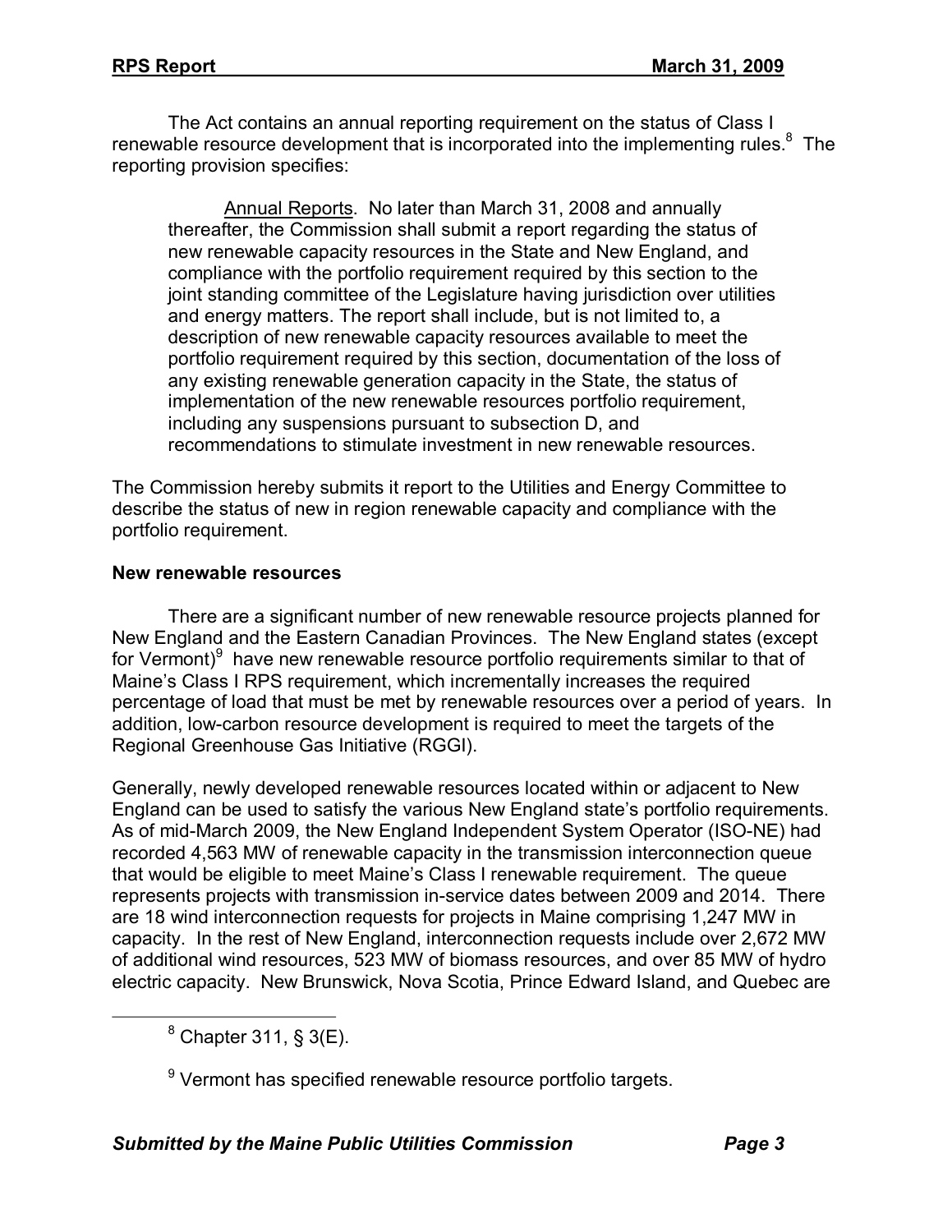The Act contains an annual reporting requirement on the status of Class I renewable resource development that is incorporated into the implementing rules.[8] The reporting provision specifies:

> Annual Reports. No later than March 31, 2008 and annually thereafter, the Commission shall submit a report regarding the status of new renewable capacity resources in the State and New England, and compliance with the portfolio requirement required by this section to the joint standing committee of the Legislature having jurisdiction over utilities and energy matters. The report shall include, but is not limited to, a description of new renewable capacity resources available to meet the portfolio requirement required by this section, documentation of the loss of any existing renewable generation capacity in the State, the status of implementation of the new renewable resources portfolio requirement, including any suspensions pursuant to subsection D, and recommendations to stimulate investment in new renewable resources.

The Commission hereby submits it report to the Utilities and Energy Committee to describe the status of new in region renewable capacity and compliance with the portfolio requirement.

**New renewable resources**

There are a significant number of new renewable resource projects planned for New England and the Eastern Canadian Provinces. The New England states (except for Vermont)[9] have new renewable resource portfolio requirements similar to that of Maine's Class I RPS requirement, which incrementally increases the required percentage of load that must be met by renewable resources over a period of years. In addition, low-carbon resource development is required to meet the targets of the Regional Greenhouse Gas Initiative (RGGI).

Generally, newly developed renewable resources located within or adjacent to New England can be used to satisfy the various New England state's portfolio requirements. As of mid-March 2009, the New England Independent System Operator (ISO-NE) had recorded 4,563 MW of renewable capacity in the transmission interconnection queue that would be eligible to meet Maine's Class I renewable requirement. The queue represents projects with transmission in-service dates between 2009 and 2014. There are 18 wind interconnection requests for projects in Maine comprising 1,247 MW in capacity. In the rest of New England, interconnection requests include over 2,672 MW of additional wind resources, 523 MW of biomass resources, and over 85 MW of hydro electric capacity. New Brunswick, Nova Scotia, Prince Edward Island, and Quebec are

[8] Chapter 311, § 3(E).

[9] Vermont has specified renewable resource portfolio targets.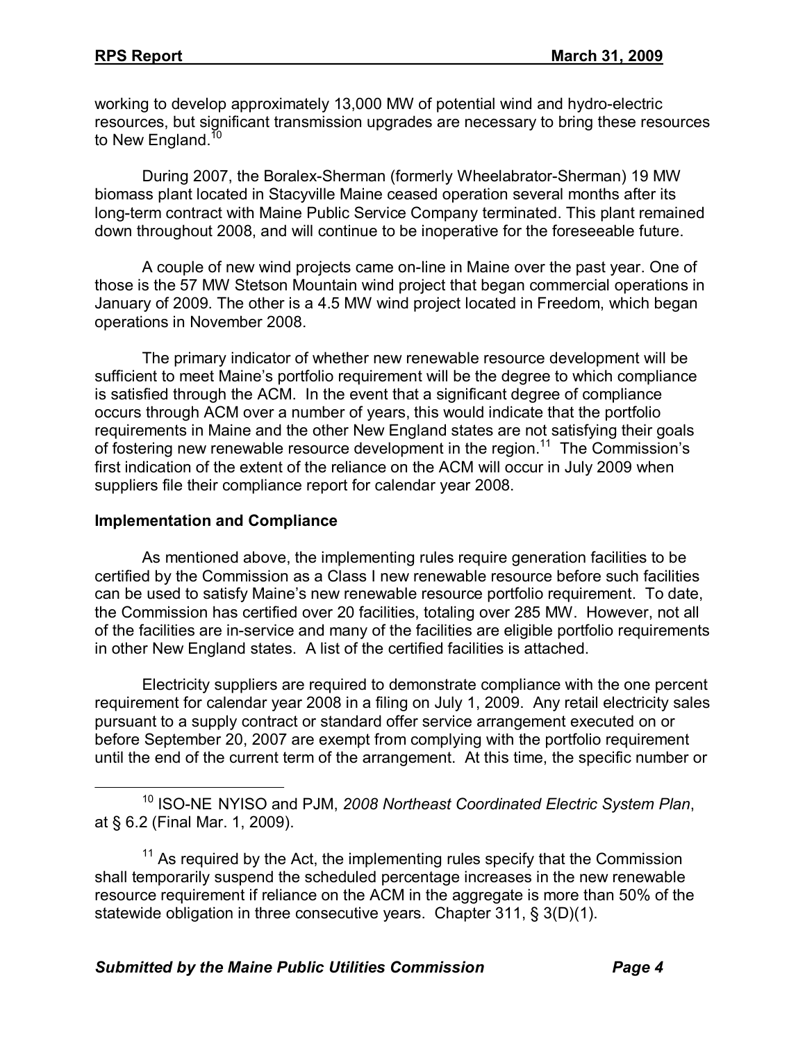working to develop approximately 13,000 MW of potential wind and hydro-electric resources, but significant transmission upgrades are necessary to bring these resources to New England.[10]

During 2007, the Boralex-Sherman (formerly Wheelabrator-Sherman) 19 MW biomass plant located in Stacyville Maine ceased operation several months after its long-term contract with Maine Public Service Company terminated. This plant remained down throughout 2008, and will continue to be inoperative for the foreseeable future.

A couple of new wind projects came on-line in Maine over the past year. One of those is the 57 MW Stetson Mountain wind project that began commercial operations in January of 2009. The other is a 4.5 MW wind project located in Freedom, which began operations in November 2008.

The primary indicator of whether new renewable resource development will be sufficient to meet Maine's portfolio requirement will be the degree to which compliance is satisfied through the ACM. In the event that a significant degree of compliance occurs through ACM over a number of years, this would indicate that the portfolio requirements in Maine and the other New England states are not satisfying their goals of fostering new renewable resource development in the region.[11] The Commission's first indication of the extent of the reliance on the ACM will occur in July 2009 when suppliers file their compliance report for calendar year 2008.

**Implementation and Compliance**

As mentioned above, the implementing rules require generation facilities to be certified by the Commission as a Class I new renewable resource before such facilities can be used to satisfy Maine's new renewable resource portfolio requirement. To date, the Commission has certified over 20 facilities, totaling over 285 MW. However, not all of the facilities are in-service and many of the facilities are eligible portfolio requirements in other New England states. A list of the certified facilities is attached.

Electricity suppliers are required to demonstrate compliance with the one percent requirement for calendar year 2008 in a filing on July 1, 2009. Any retail electricity sales pursuant to a supply contract or standard offer service arrangement executed on or before September 20, 2007 are exempt from complying with the portfolio requirement until the end of the current term of the arrangement. At this time, the specific number or

---

[10] ISO-NE NYISO and PJM, *2008 Northeast Coordinated Electric System Plan*, at § 6.2 (Final Mar. 1, 2009).

[11] As required by the Act, the implementing rules specify that the Commission shall temporarily suspend the scheduled percentage increases in the new renewable resource requirement if reliance on the ACM in the aggregate is more than 50% of the statewide obligation in three consecutive years. Chapter 311, § 3(D)(1).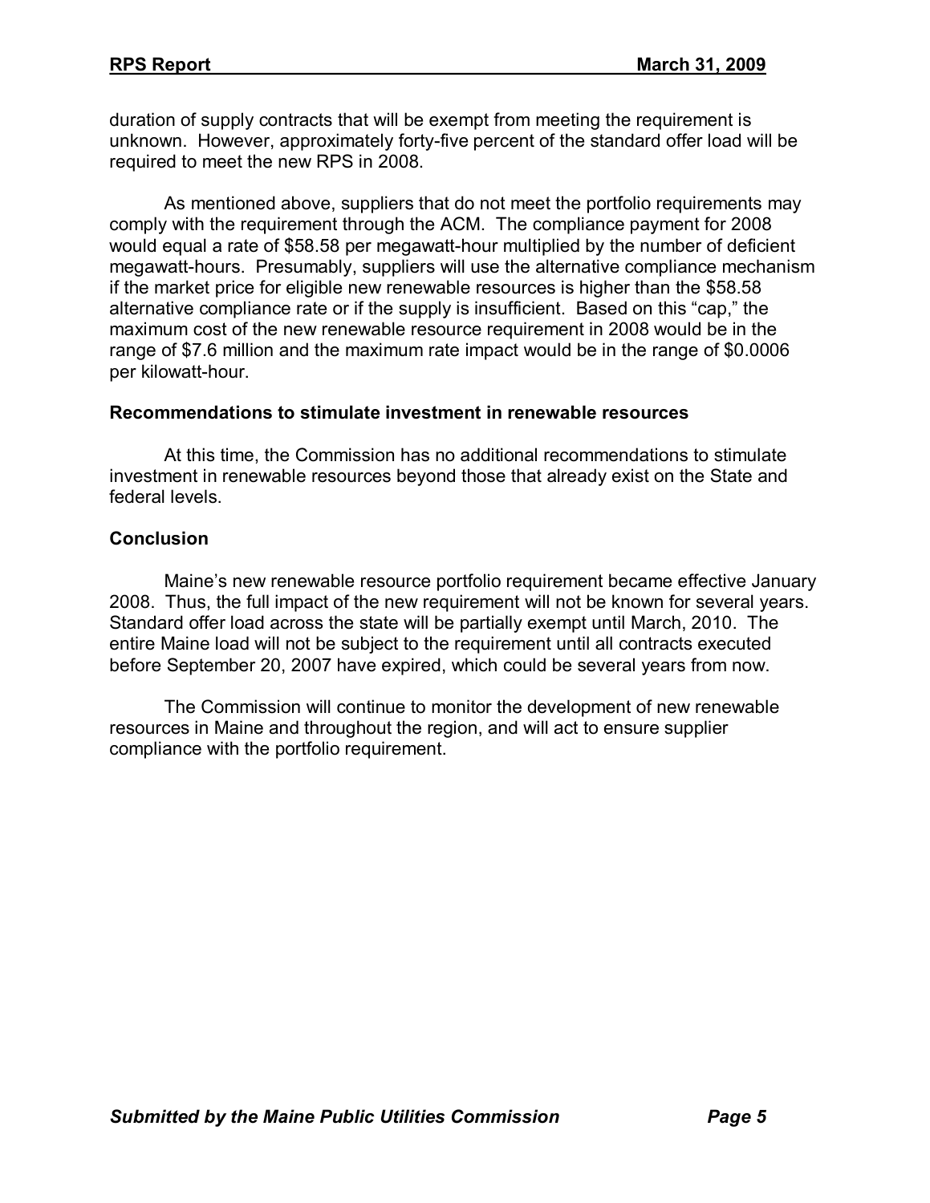duration of supply contracts that will be exempt from meeting the requirement is unknown. However, approximately forty-five percent of the standard offer load will be required to meet the new RPS in 2008.

As mentioned above, suppliers that do not meet the portfolio requirements may comply with the requirement through the ACM. The compliance payment for 2008 would equal a rate of $58.58 per megawatt-hour multiplied by the number of deficient megawatt-hours. Presumably, suppliers will use the alternative compliance mechanism if the market price for eligible new renewable resources is higher than the $58.58 alternative compliance rate or if the supply is insufficient. Based on this "cap," the maximum cost of the new renewable resource requirement in 2008 would be in the range of $7.6 million and the maximum rate impact would be in the range of $0.0006 per kilowatt-hour.

### Recommendations to stimulate investment in renewable resources

At this time, the Commission has no additional recommendations to stimulate investment in renewable resources beyond those that already exist on the State and federal levels.

### Conclusion

Maine's new renewable resource portfolio requirement became effective January 2008. Thus, the full impact of the new requirement will not be known for several years. Standard offer load across the state will be partially exempt until March, 2010. The entire Maine load will not be subject to the requirement until all contracts executed before September 20, 2007 have expired, which could be several years from now.

The Commission will continue to monitor the development of new renewable resources in Maine and throughout the region, and will act to ensure supplier compliance with the portfolio requirement.